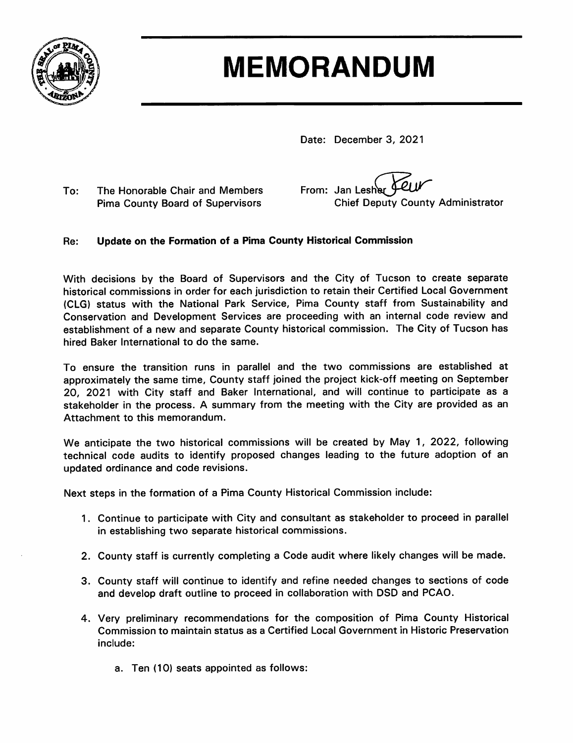# MEMORANDUM

Date: December 3, 2021

To: The Honorable Chair and Members
Pima County Board of Supervisors

From: Jan Lesher
Chief Deputy County Administrator

Re: **Update on the Formation of a Pima County Historical Commission**

With decisions by the Board of Supervisors and the City of Tucson to create separate historical commissions in order for each jurisdiction to retain their Certified Local Government (CLG) status with the National Park Service, Pima County staff from Sustainability and Conservation and Development Services are proceeding with an internal code review and establishment of a new and separate County historical commission. The City of Tucson has hired Baker International to do the same.

To ensure the transition runs in parallel and the two commissions are established at approximately the same time, County staff joined the project kick-off meeting on September 20, 2021 with City staff and Baker International, and will continue to participate as a stakeholder in the process. A summary from the meeting with the City are provided as an Attachment to this memorandum.

We anticipate the two historical commissions will be created by May 1, 2022, following technical code audits to identify proposed changes leading to the future adoption of an updated ordinance and code revisions.

Next steps in the formation of a Pima County Historical Commission include:

1. Continue to participate with City and consultant as stakeholder to proceed in parallel in establishing two separate historical commissions.

2. County staff is currently completing a Code audit where likely changes will be made.

3. County staff will continue to identify and refine needed changes to sections of code and develop draft outline to proceed in collaboration with DSD and PCAO.

4. Very preliminary recommendations for the composition of Pima County Historical Commission to maintain status as a Certified Local Government in Historic Preservation include:

    a. Ten (10) seats appointed as follows: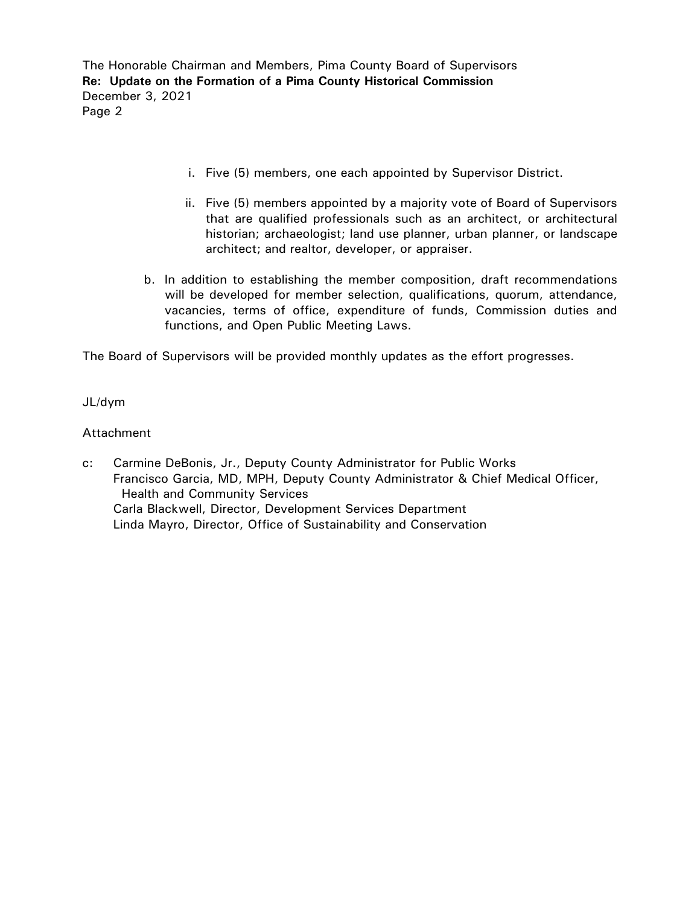i. Five (5) members, one each appointed by Supervisor District.

ii. Five (5) members appointed by a majority vote of Board of Supervisors that are qualified professionals such as an architect, or architectural historian; archaeologist; land use planner, urban planner, or landscape architect; and realtor, developer, or appraiser.

b. In addition to establishing the member composition, draft recommendations will be developed for member selection, qualifications, quorum, attendance, vacancies, terms of office, expenditure of funds, Commission duties and functions, and Open Public Meeting Laws.

The Board of Supervisors will be provided monthly updates as the effort progresses.

JL/dym

Attachment

c: Carmine DeBonis, Jr., Deputy County Administrator for Public Works
Francisco Garcia, MD, MPH, Deputy County Administrator & Chief Medical Officer, Health and Community Services
Carla Blackwell, Director, Development Services Department
Linda Mayro, Director, Office of Sustainability and Conservation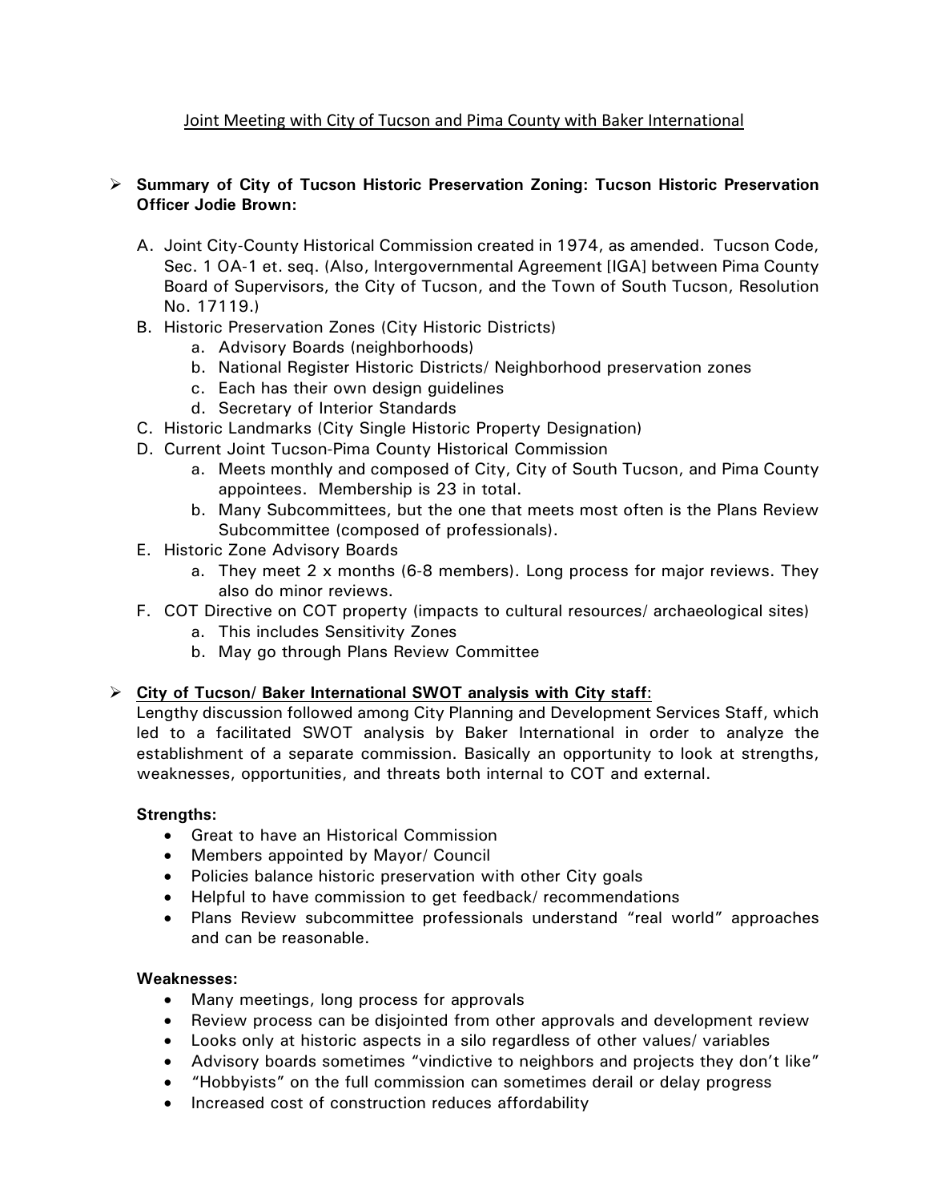Joint Meeting with City of Tucson and Pima County with Baker International

- **Summary of City of Tucson Historic Preservation Zoning: Tucson Historic Preservation Officer Jodie Brown:**

    A. Joint City-County Historical Commission created in 1974, as amended. Tucson Code, Sec. 1 OA-1 et. seq. (Also, Intergovernmental Agreement [IGA] between Pima County Board of Supervisors, the City of Tucson, and the Town of South Tucson, Resolution No. 17119.)

    B. Historic Preservation Zones (City Historic Districts)
        a. Advisory Boards (neighborhoods)
        b. National Register Historic Districts/ Neighborhood preservation zones
        c. Each has their own design guidelines
        d. Secretary of Interior Standards

    C. Historic Landmarks (City Single Historic Property Designation)

    D. Current Joint Tucson-Pima County Historical Commission
        a. Meets monthly and composed of City, City of South Tucson, and Pima County appointees. Membership is 23 in total.
        b. Many Subcommittees, but the one that meets most often is the Plans Review Subcommittee (composed of professionals).

    E. Historic Zone Advisory Boards
        a. They meet 2 x months (6-8 members). Long process for major reviews. They also do minor reviews.

    F. COT Directive on COT property (impacts to cultural resources/ archaeological sites)
        a. This includes Sensitivity Zones
        b. May go through Plans Review Committee

- **City of Tucson/ Baker International SWOT analysis with City staff**:
  Lengthy discussion followed among City Planning and Development Services Staff, which led to a facilitated SWOT analysis by Baker International in order to analyze the establishment of a separate commission. Basically an opportunity to look at strengths, weaknesses, opportunities, and threats both internal to COT and external.

  **Strengths:**
    - Great to have an Historical Commission
    - Members appointed by Mayor/ Council
    - Policies balance historic preservation with other City goals
    - Helpful to have commission to get feedback/ recommendations
    - Plans Review subcommittee professionals understand "real world" approaches and can be reasonable.

  **Weaknesses:**
    - Many meetings, long process for approvals
    - Review process can be disjointed from other approvals and development review
    - Looks only at historic aspects in a silo regardless of other values/ variables
    - Advisory boards sometimes "vindictive to neighbors and projects they don't like"
    - "Hobbyists" on the full commission can sometimes derail or delay progress
    - Increased cost of construction reduces affordability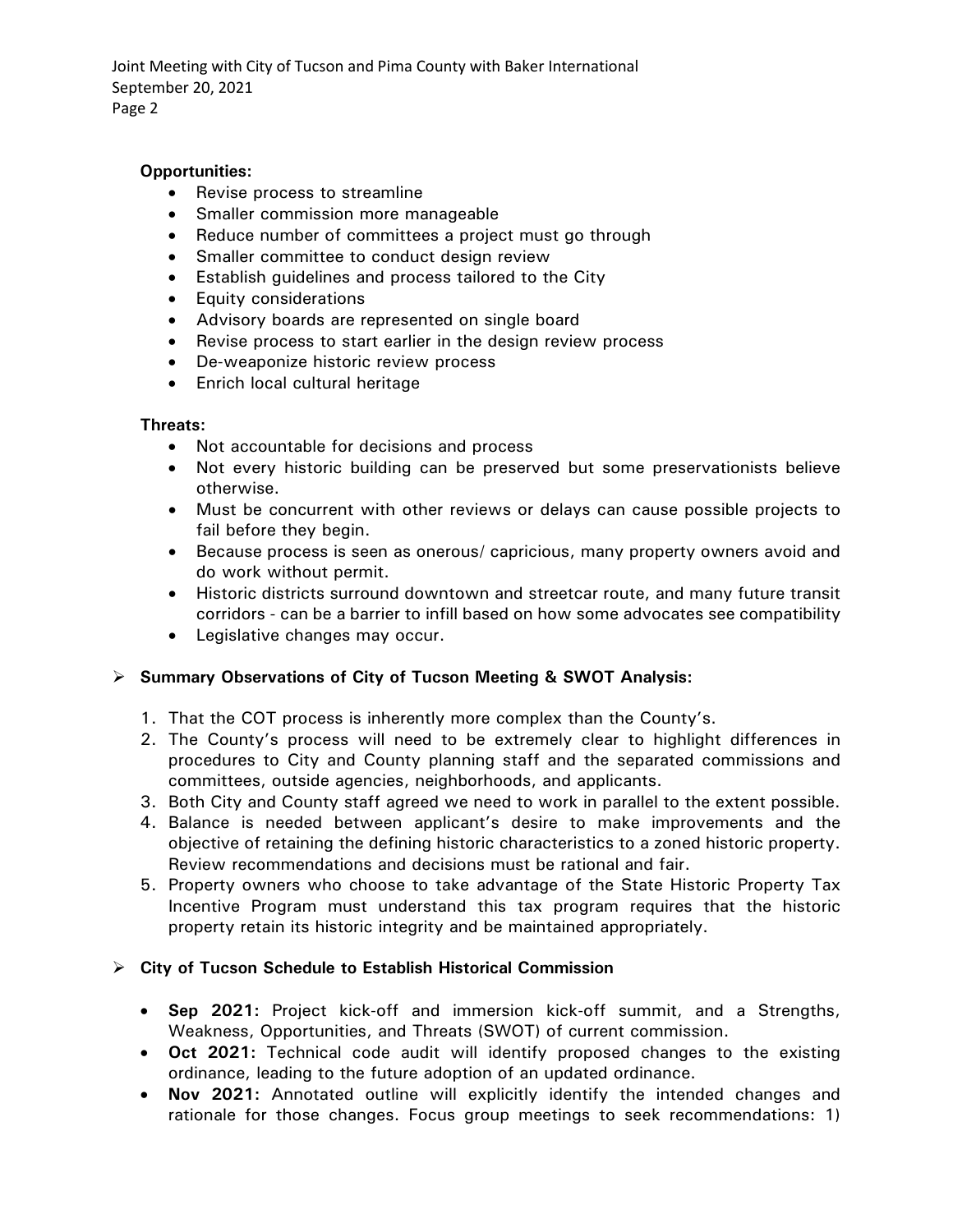**Opportunities:**

- Revise process to streamline
- Smaller commission more manageable
- Reduce number of committees a project must go through
- Smaller committee to conduct design review
- Establish guidelines and process tailored to the City
- Equity considerations
- Advisory boards are represented on single board
- Revise process to start earlier in the design review process
- De-weaponize historic review process
- Enrich local cultural heritage

**Threats:**

- Not accountable for decisions and process
- Not every historic building can be preserved but some preservationists believe otherwise.
- Must be concurrent with other reviews or delays can cause possible projects to fail before they begin.
- Because process is seen as onerous/ capricious, many property owners avoid and do work without permit.
- Historic districts surround downtown and streetcar route, and many future transit corridors - can be a barrier to infill based on how some advocates see compatibility
- Legislative changes may occur.

- **Summary Observations of City of Tucson Meeting & SWOT Analysis:**

1. That the COT process is inherently more complex than the County's.
2. The County's process will need to be extremely clear to highlight differences in procedures to City and County planning staff and the separated commissions and committees, outside agencies, neighborhoods, and applicants.
3. Both City and County staff agreed we need to work in parallel to the extent possible.
4. Balance is needed between applicant's desire to make improvements and the objective of retaining the defining historic characteristics to a zoned historic property. Review recommendations and decisions must be rational and fair.
5. Property owners who choose to take advantage of the State Historic Property Tax Incentive Program must understand this tax program requires that the historic property retain its historic integrity and be maintained appropriately.

- **City of Tucson Schedule to Establish Historical Commission**

- **Sep 2021:** Project kick-off and immersion kick-off summit, and a Strengths, Weakness, Opportunities, and Threats (SWOT) of current commission.
- **Oct 2021:** Technical code audit will identify proposed changes to the existing ordinance, leading to the future adoption of an updated ordinance.
- **Nov 2021:** Annotated outline will explicitly identify the intended changes and rationale for those changes. Focus group meetings to seek recommendations: 1)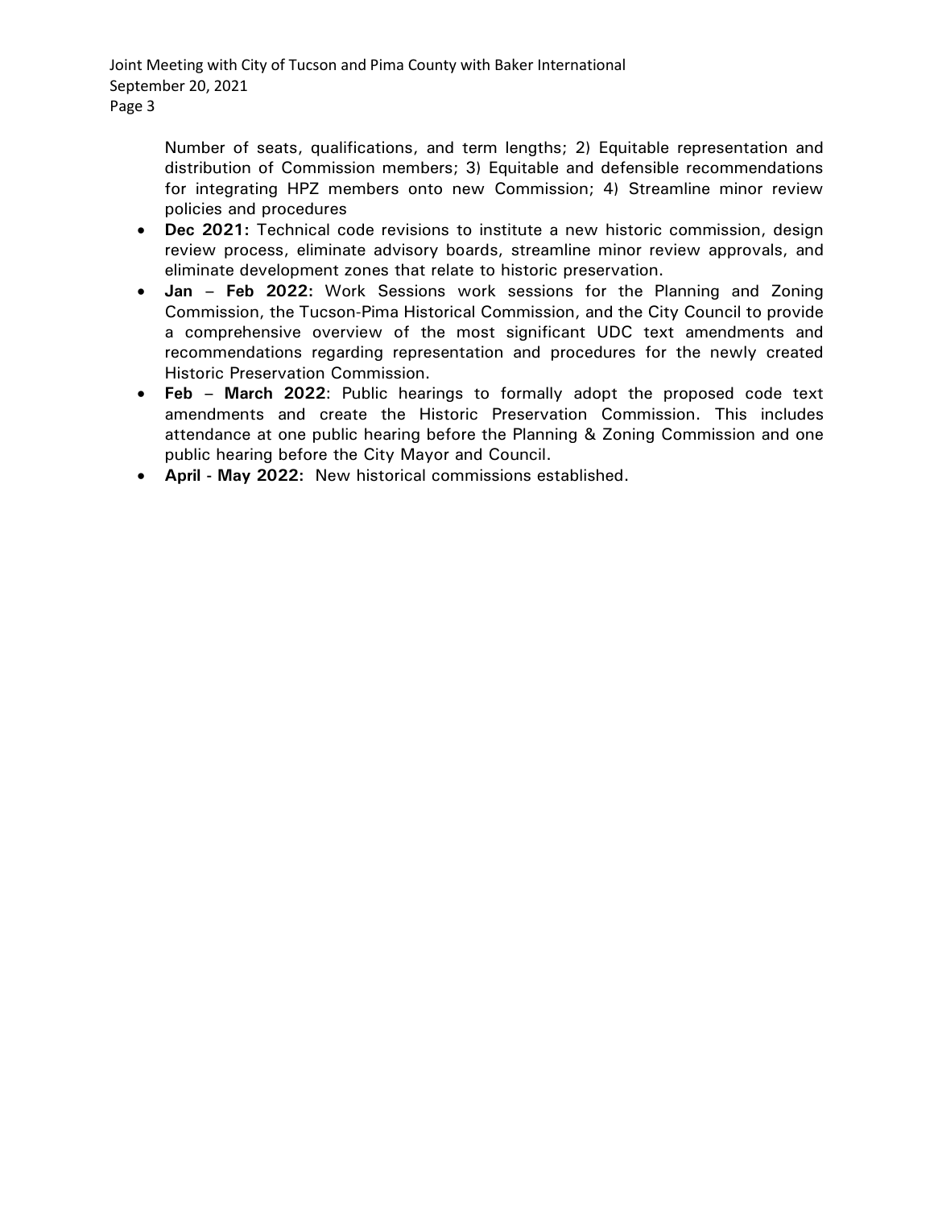Number of seats, qualifications, and term lengths; 2) Equitable representation and distribution of Commission members; 3) Equitable and defensible recommendations for integrating HPZ members onto new Commission; 4) Streamline minor review policies and procedures

- **Dec 2021:** Technical code revisions to institute a new historic commission, design review process, eliminate advisory boards, streamline minor review approvals, and eliminate development zones that relate to historic preservation.
- **Jan – Feb 2022:** Work Sessions work sessions for the Planning and Zoning Commission, the Tucson-Pima Historical Commission, and the City Council to provide a comprehensive overview of the most significant UDC text amendments and recommendations regarding representation and procedures for the newly created Historic Preservation Commission.
- **Feb – March 2022**: Public hearings to formally adopt the proposed code text amendments and create the Historic Preservation Commission. This includes attendance at one public hearing before the Planning & Zoning Commission and one public hearing before the City Mayor and Council.
- **April - May 2022:** New historical commissions established.